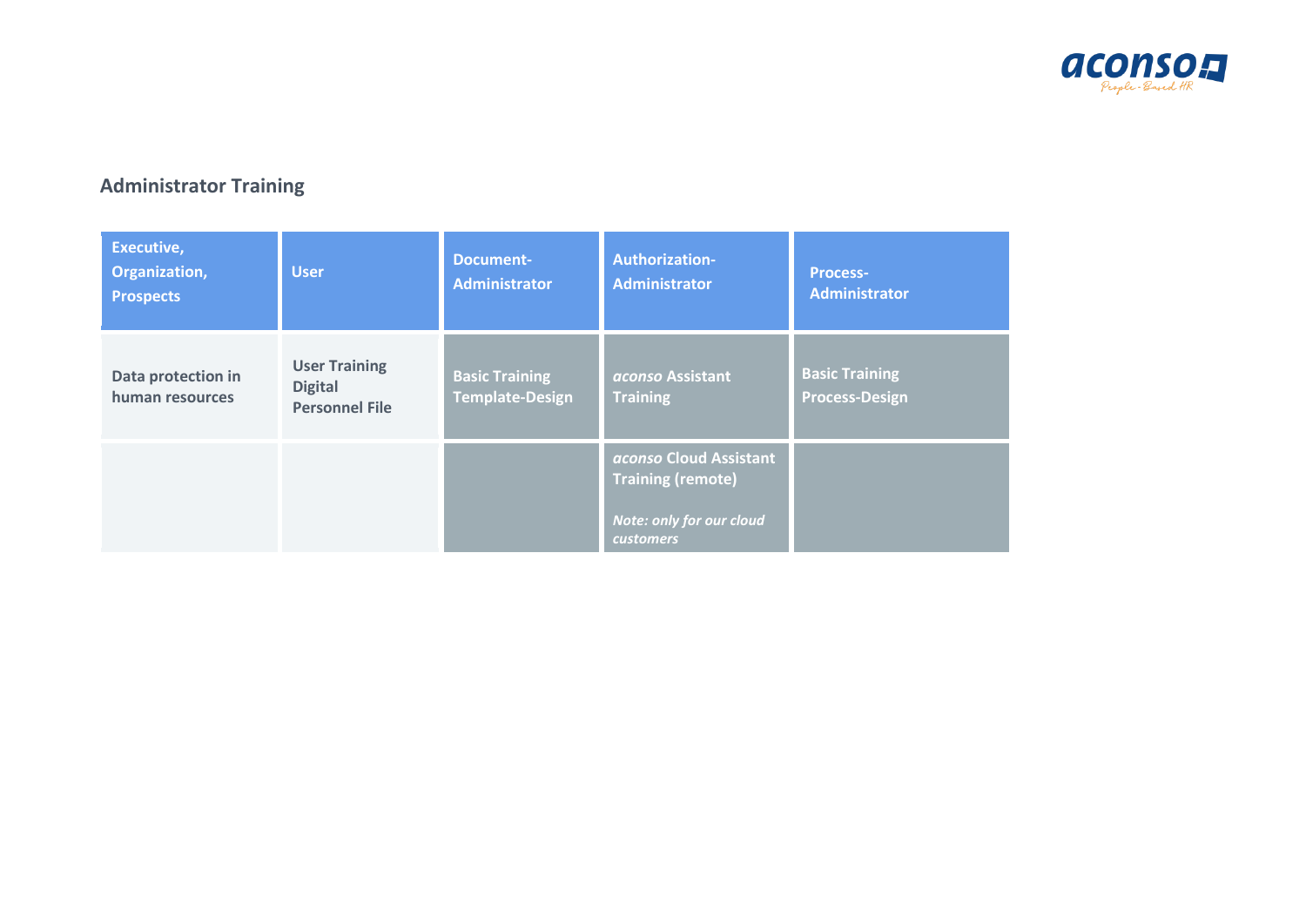## Administrator Training

| Executive, Organization, Prospects | User | Document-Administrator | Authorization-Administrator | Process-Administrator |
|---|---|---|---|---|
| **Data protection in human resources** | **User Training Digital Personnel File** | **Basic Training Template-Design** | ***aconso* Assistant Training** | **Basic Training Process-Design** |
| | | | ***aconso* Cloud Assistant Training (remote)**<br><br>***Note: only for our cloud customers*** | |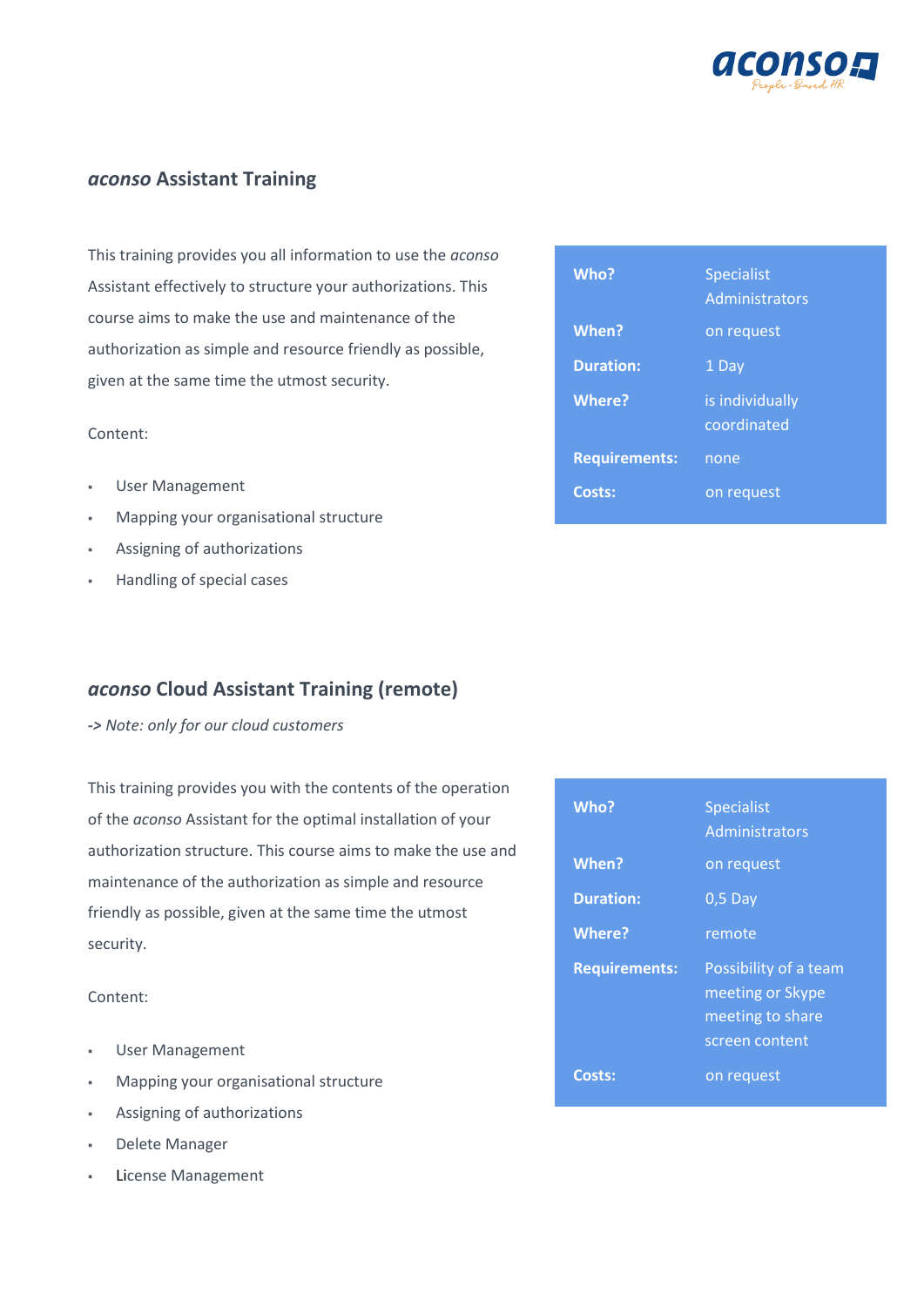## *aconso* Assistant Training

This training provides you all information to use the *aconso* Assistant effectively to structure your authorizations. This course aims to make the use and maintenance of the authorization as simple and resource friendly as possible, given at the same time the utmost security.

Content:

- User Management
- Mapping your organisational structure
- Assigning of authorizations
- Handling of special cases

| | |
|---|---|
| **Who?** | Specialist Administrators |
| **When?** | on request |
| **Duration:** | 1 Day |
| **Where?** | is individually coordinated |
| **Requirements:** | none |
| **Costs:** | on request |

## *aconso* Cloud Assistant Training (remote)

*-> Note: only for our cloud customers*

This training provides you with the contents of the operation of the *aconso* Assistant for the optimal installation of your authorization structure. This course aims to make the use and maintenance of the authorization as simple and resource friendly as possible, given at the same time the utmost security.

Content:

- User Management
- Mapping your organisational structure
- Assigning of authorizations
- Delete Manager
- License Management

| | |
|---|---|
| **Who?** | Specialist Administrators |
| **When?** | on request |
| **Duration:** | 0,5 Day |
| **Where?** | remote |
| **Requirements:** | Possibility of a team meeting or Skype meeting to share screen content |
| **Costs:** | on request |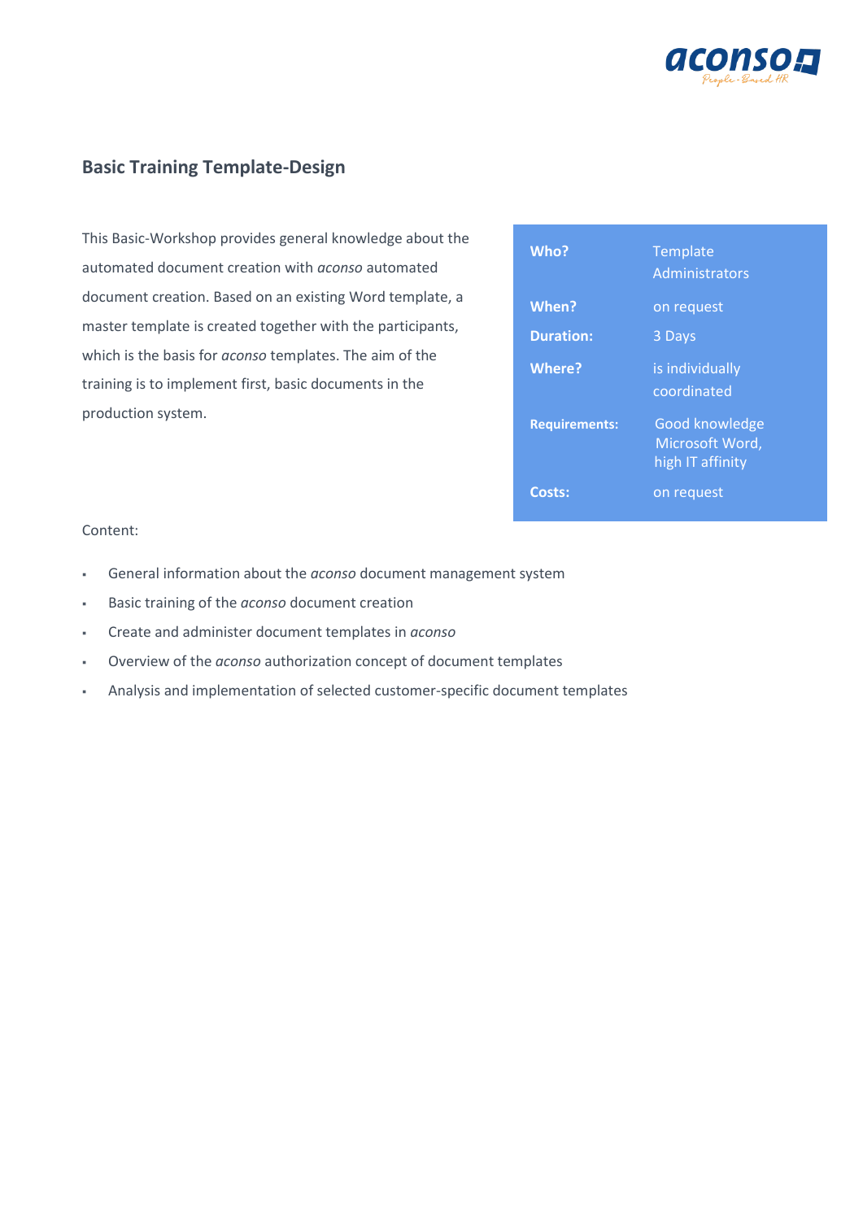## Basic Training Template-Design

This Basic-Workshop provides general knowledge about the automated document creation with *aconso* automated document creation. Based on an existing Word template, a master template is created together with the participants, which is the basis for *aconso* templates. The aim of the training is to implement first, basic documents in the production system.

| | |
|---|---|
| **Who?** | Template Administrators |
| **When?** | on request |
| **Duration:** | 3 Days |
| **Where?** | is individually coordinated |
| **Requirements:** | Good knowledge Microsoft Word, high IT affinity |
| **Costs:** | on request |

Content:

- General information about the *aconso* document management system
- Basic training of the *aconso* document creation
- Create and administer document templates in *aconso*
- Overview of the *aconso* authorization concept of document templates
- Analysis and implementation of selected customer-specific document templates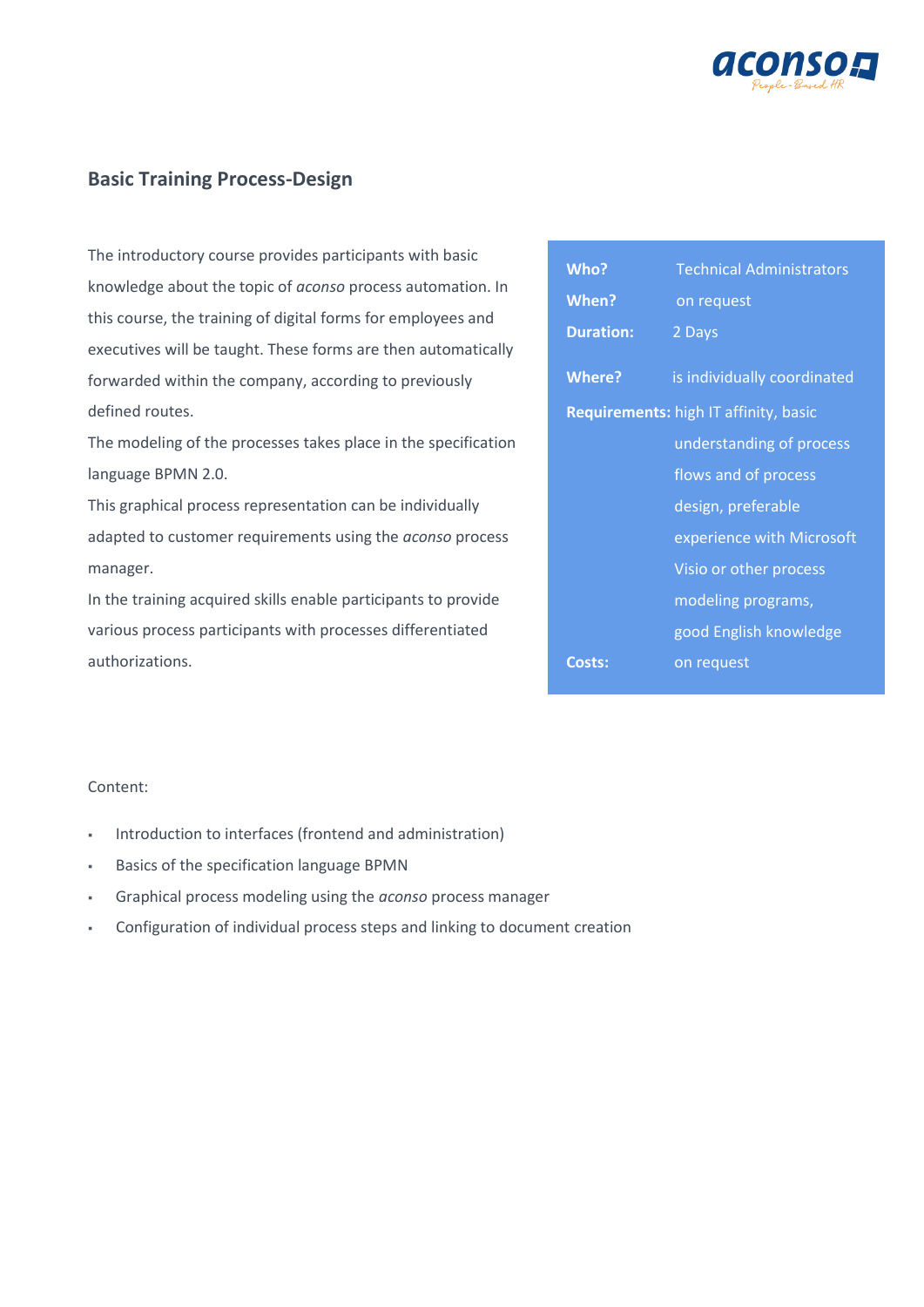## Basic Training Process-Design

The introductory course provides participants with basic knowledge about the topic of *aconso* process automation. In this course, the training of digital forms for employees and executives will be taught. These forms are then automatically forwarded within the company, according to previously defined routes.

The modeling of the processes takes place in the specification language BPMN 2.0.

This graphical process representation can be individually adapted to customer requirements using the *aconso* process manager.

In the training acquired skills enable participants to provide various process participants with processes differentiated authorizations.

| | |
|---|---|
| **Who?** | Technical Administrators |
| **When?** | on request |
| **Duration:** | 2 Days |
| **Where?** | is individually coordinated |
| **Requirements:** | high IT affinity, basic understanding of process flows and of process design, preferable experience with Microsoft Visio or other process modeling programs, good English knowledge |
| **Costs:** | on request |

Content:

- Introduction to interfaces (frontend and administration)
- Basics of the specification language BPMN
- Graphical process modeling using the *aconso* process manager
- Configuration of individual process steps and linking to document creation